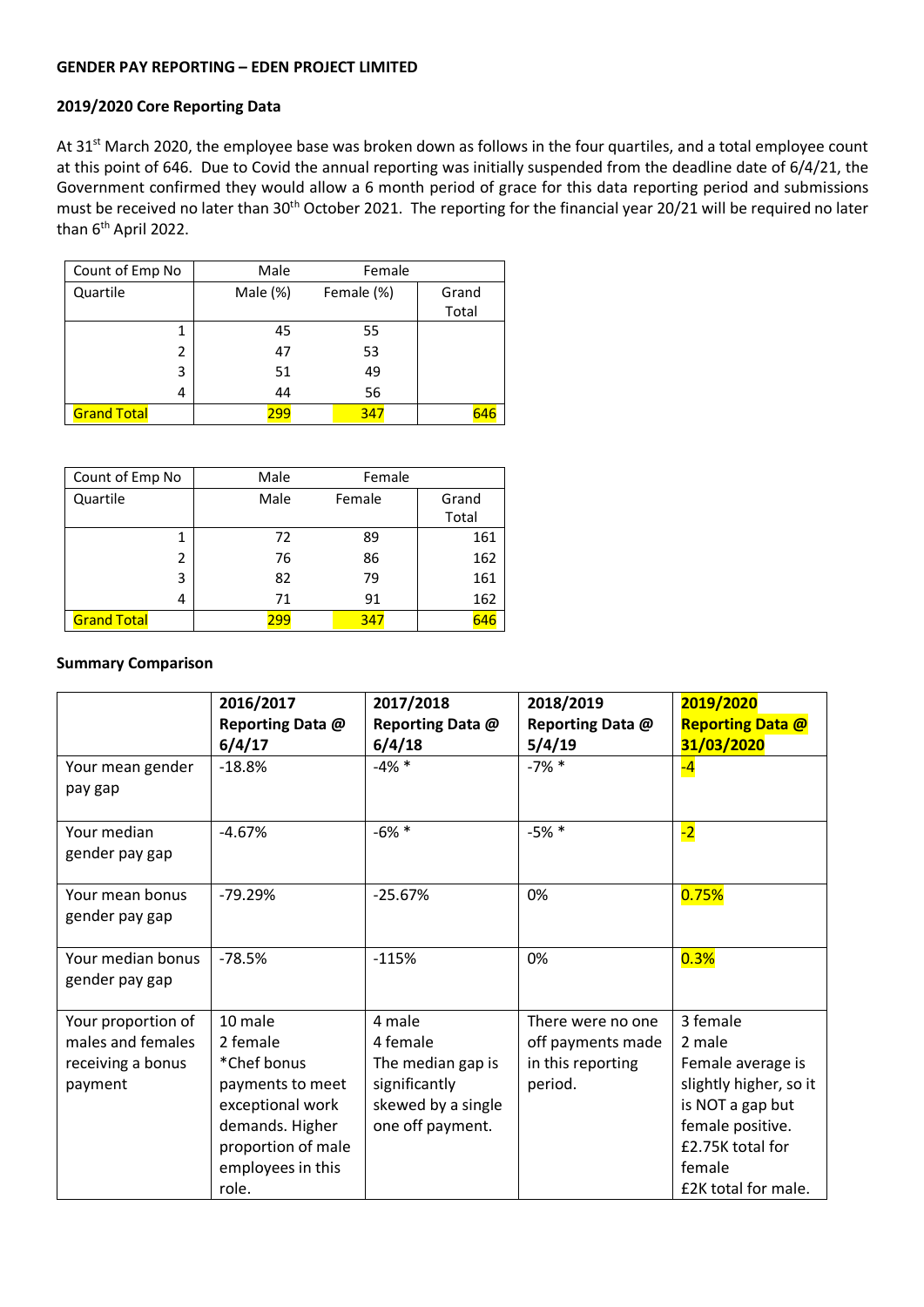**GENDER PAY REPORTING – EDEN PROJECT LIMITED**

**2019/2020 Core Reporting Data**

At 31st March 2020, the employee base was broken down as follows in the four quartiles, and a total employee count at this point of 646. Due to Covid the annual reporting was initially suspended from the deadline date of 6/4/21, the Government confirmed they would allow a 6 month period of grace for this data reporting period and submissions must be received no later than 30th October 2021. The reporting for the financial year 20/21 will be required no later than 6th April 2022.

| Count of Emp No | Male | Female | |
|---|---|---|---|
| Quartile | Male (%) | Female (%) | Grand Total |
| 1 | 45 | 55 | |
| 2 | 47 | 53 | |
| 3 | 51 | 49 | |
| 4 | 44 | 56 | |
| Grand Total | 299 | 347 | 646 |

| Count of Emp No | Male | Female | |
|---|---|---|---|
| Quartile | Male | Female | Grand Total |
| 1 | 72 | 89 | 161 |
| 2 | 76 | 86 | 162 |
| 3 | 82 | 79 | 161 |
| 4 | 71 | 91 | 162 |
| Grand Total | 299 | 347 | 646 |

**Summary Comparison**

| | **2016/2017 Reporting Data @ 6/4/17** | **2017/2018 Reporting Data @ 6/4/18** | **2018/2019 Reporting Data @ 5/4/19** | **2019/2020 Reporting Data @ 31/03/2020** |
|---|---|---|---|---|
| Your mean gender pay gap | -18.8% | -4% * | -7% * | -4 |
| Your median gender pay gap | -4.67% | -6% * | -5% * | -2 |
| Your mean bonus gender pay gap | -79.29% | -25.67% | 0% | 0.75% |
| Your median bonus gender pay gap | -78.5% | -115% | 0% | 0.3% |
| Your proportion of males and females receiving a bonus payment | 10 male<br>2 female<br>*Chef bonus payments to meet exceptional work demands. Higher proportion of male employees in this role. | 4 male<br>4 female<br>The median gap is significantly skewed by a single one off payment. | There were no one off payments made in this reporting period. | 3 female<br>2 male<br>Female average is slightly higher, so it is NOT a gap but female positive. £2.75K total for female<br>£2K total for male. |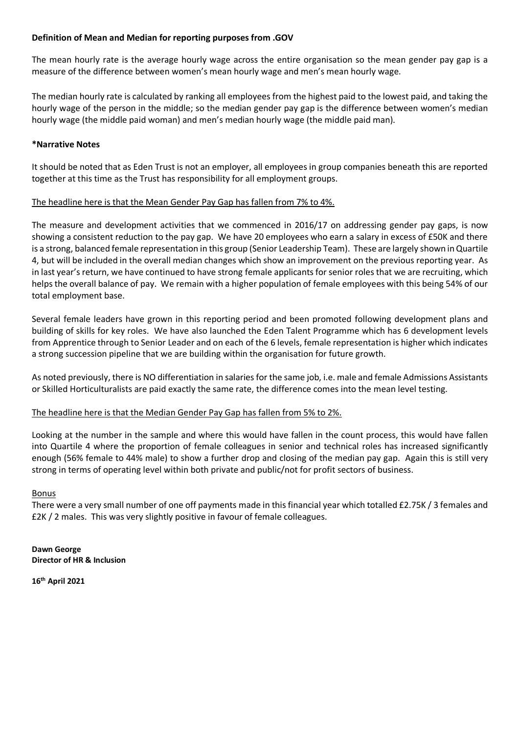**Definition of Mean and Median for reporting purposes from .GOV**

The mean hourly rate is the average hourly wage across the entire organisation so the mean gender pay gap is a measure of the difference between women's mean hourly wage and men's mean hourly wage.

The median hourly rate is calculated by ranking all employees from the highest paid to the lowest paid, and taking the hourly wage of the person in the middle; so the median gender pay gap is the difference between women's median hourly wage (the middle paid woman) and men's median hourly wage (the middle paid man).

**\*Narrative Notes**

It should be noted that as Eden Trust is not an employer, all employees in group companies beneath this are reported together at this time as the Trust has responsibility for all employment groups.

<u>The headline here is that the Mean Gender Pay Gap has fallen from 7% to 4%.</u>

The measure and development activities that we commenced in 2016/17 on addressing gender pay gaps, is now showing a consistent reduction to the pay gap. We have 20 employees who earn a salary in excess of £50K and there is a strong, balanced female representation in this group (Senior Leadership Team). These are largely shown in Quartile 4, but will be included in the overall median changes which show an improvement on the previous reporting year. As in last year's return, we have continued to have strong female applicants for senior roles that we are recruiting, which helps the overall balance of pay. We remain with a higher population of female employees with this being 54% of our total employment base.

Several female leaders have grown in this reporting period and been promoted following development plans and building of skills for key roles. We have also launched the Eden Talent Programme which has 6 development levels from Apprentice through to Senior Leader and on each of the 6 levels, female representation is higher which indicates a strong succession pipeline that we are building within the organisation for future growth.

As noted previously, there is NO differentiation in salaries for the same job, i.e. male and female Admissions Assistants or Skilled Horticulturalists are paid exactly the same rate, the difference comes into the mean level testing.

<u>The headline here is that the Median Gender Pay Gap has fallen from 5% to 2%.</u>

Looking at the number in the sample and where this would have fallen in the count process, this would have fallen into Quartile 4 where the proportion of female colleagues in senior and technical roles has increased significantly enough (56% female to 44% male) to show a further drop and closing of the median pay gap. Again this is still very strong in terms of operating level within both private and public/not for profit sectors of business.

<u>Bonus</u>

There were a very small number of one off payments made in this financial year which totalled £2.75K / 3 females and £2K / 2 males. This was very slightly positive in favour of female colleagues.

**Dawn George**
**Director of HR & Inclusion**

**16th April 2021**